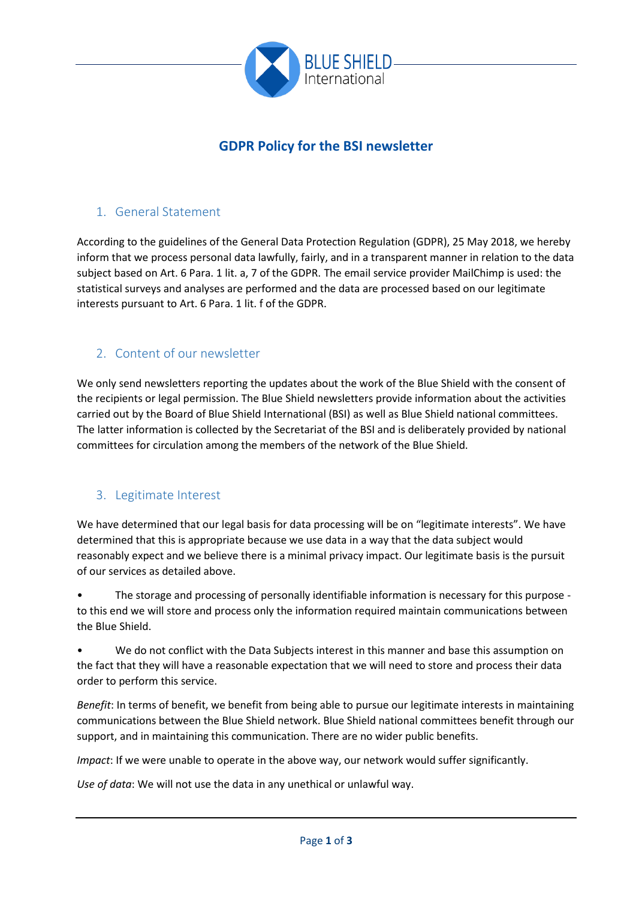# GDPR Policy for the BSI newsletter

## 1. General Statement

According to the guidelines of the General Data Protection Regulation (GDPR), 25 May 2018, we hereby inform that we process personal data lawfully, fairly, and in a transparent manner in relation to the data subject based on Art. 6 Para. 1 lit. a, 7 of the GDPR. The email service provider MailChimp is used: the statistical surveys and analyses are performed and the data are processed based on our legitimate interests pursuant to Art. 6 Para. 1 lit. f of the GDPR.

## 2. Content of our newsletter

We only send newsletters reporting the updates about the work of the Blue Shield with the consent of the recipients or legal permission. The Blue Shield newsletters provide information about the activities carried out by the Board of Blue Shield International (BSI) as well as Blue Shield national committees. The latter information is collected by the Secretariat of the BSI and is deliberately provided by national committees for circulation among the members of the network of the Blue Shield.

## 3. Legitimate Interest

We have determined that our legal basis for data processing will be on "legitimate interests". We have determined that this is appropriate because we use data in a way that the data subject would reasonably expect and we believe there is a minimal privacy impact. Our legitimate basis is the pursuit of our services as detailed above.

- The storage and processing of personally identifiable information is necessary for this purpose - to this end we will store and process only the information required maintain communications between the Blue Shield.
- We do not conflict with the Data Subjects interest in this manner and base this assumption on the fact that they will have a reasonable expectation that we will need to store and process their data order to perform this service.

*Benefit*: In terms of benefit, we benefit from being able to pursue our legitimate interests in maintaining communications between the Blue Shield network. Blue Shield national committees benefit through our support, and in maintaining this communication. There are no wider public benefits.

*Impact*: If we were unable to operate in the above way, our network would suffer significantly.

*Use of data*: We will not use the data in any unethical or unlawful way.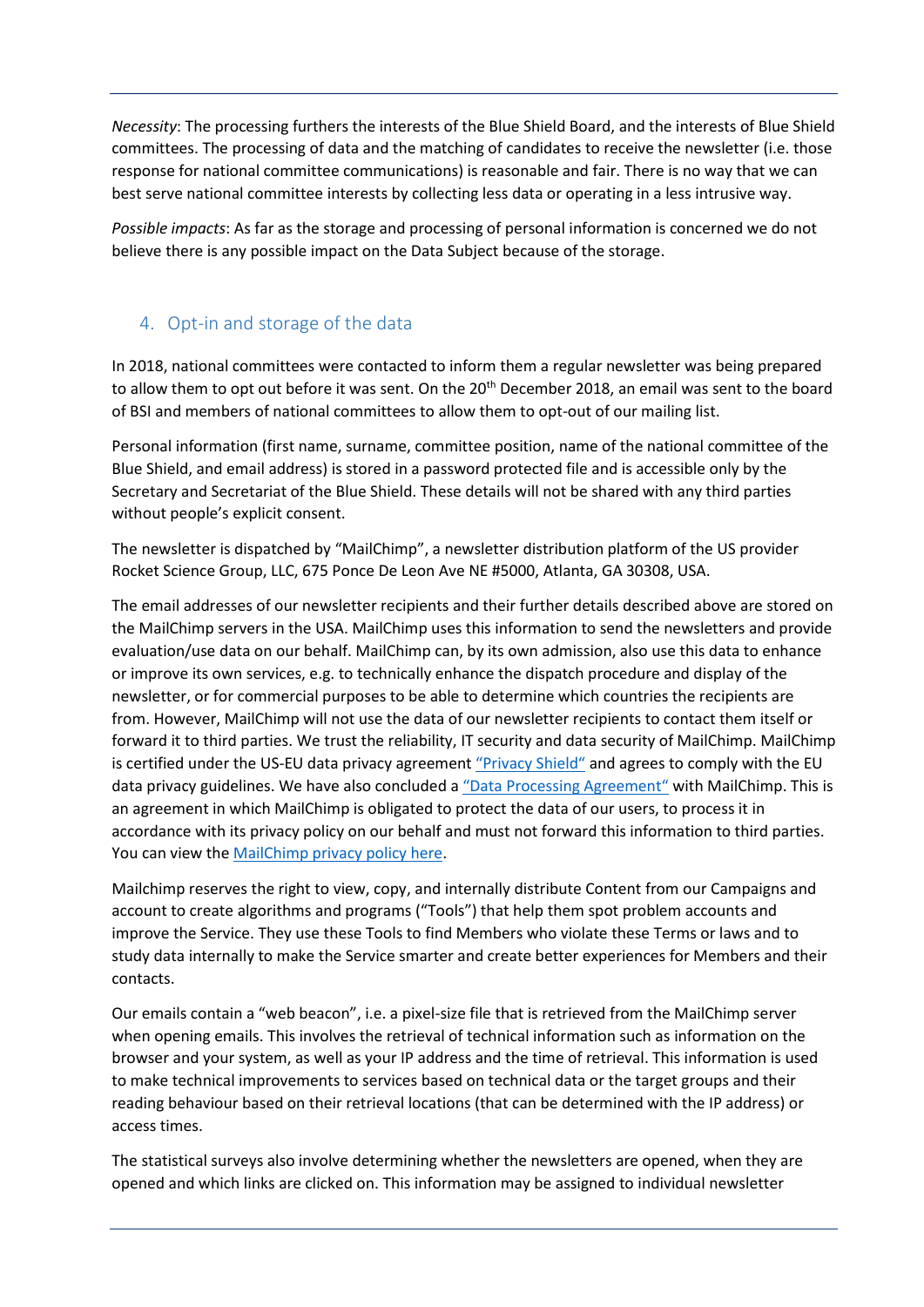*Necessity*: The processing furthers the interests of the Blue Shield Board, and the interests of Blue Shield committees. The processing of data and the matching of candidates to receive the newsletter (i.e. those response for national committee communications) is reasonable and fair. There is no way that we can best serve national committee interests by collecting less data or operating in a less intrusive way.

*Possible impacts*: As far as the storage and processing of personal information is concerned we do not believe there is any possible impact on the Data Subject because of the storage.

## 4. Opt-in and storage of the data

In 2018, national committees were contacted to inform them a regular newsletter was being prepared to allow them to opt out before it was sent. On the 20th December 2018, an email was sent to the board of BSI and members of national committees to allow them to opt-out of our mailing list.

Personal information (first name, surname, committee position, name of the national committee of the Blue Shield, and email address) is stored in a password protected file and is accessible only by the Secretary and Secretariat of the Blue Shield. These details will not be shared with any third parties without people's explicit consent.

The newsletter is dispatched by "MailChimp", a newsletter distribution platform of the US provider Rocket Science Group, LLC, 675 Ponce De Leon Ave NE #5000, Atlanta, GA 30308, USA.

The email addresses of our newsletter recipients and their further details described above are stored on the MailChimp servers in the USA. MailChimp uses this information to send the newsletters and provide evaluation/use data on our behalf. MailChimp can, by its own admission, also use this data to enhance or improve its own services, e.g. to technically enhance the dispatch procedure and display of the newsletter, or for commercial purposes to be able to determine which countries the recipients are from. However, MailChimp will not use the data of our newsletter recipients to contact them itself or forward it to third parties. We trust the reliability, IT security and data security of MailChimp. MailChimp is certified under the US-EU data privacy agreement "Privacy Shield" and agrees to comply with the EU data privacy guidelines. We have also concluded a "Data Processing Agreement" with MailChimp. This is an agreement in which MailChimp is obligated to protect the data of our users, to process it in accordance with its privacy policy on our behalf and must not forward this information to third parties. You can view the MailChimp privacy policy here.

Mailchimp reserves the right to view, copy, and internally distribute Content from our Campaigns and account to create algorithms and programs ("Tools") that help them spot problem accounts and improve the Service. They use these Tools to find Members who violate these Terms or laws and to study data internally to make the Service smarter and create better experiences for Members and their contacts.

Our emails contain a "web beacon", i.e. a pixel-size file that is retrieved from the MailChimp server when opening emails. This involves the retrieval of technical information such as information on the browser and your system, as well as your IP address and the time of retrieval. This information is used to make technical improvements to services based on technical data or the target groups and their reading behaviour based on their retrieval locations (that can be determined with the IP address) or access times.

The statistical surveys also involve determining whether the newsletters are opened, when they are opened and which links are clicked on. This information may be assigned to individual newsletter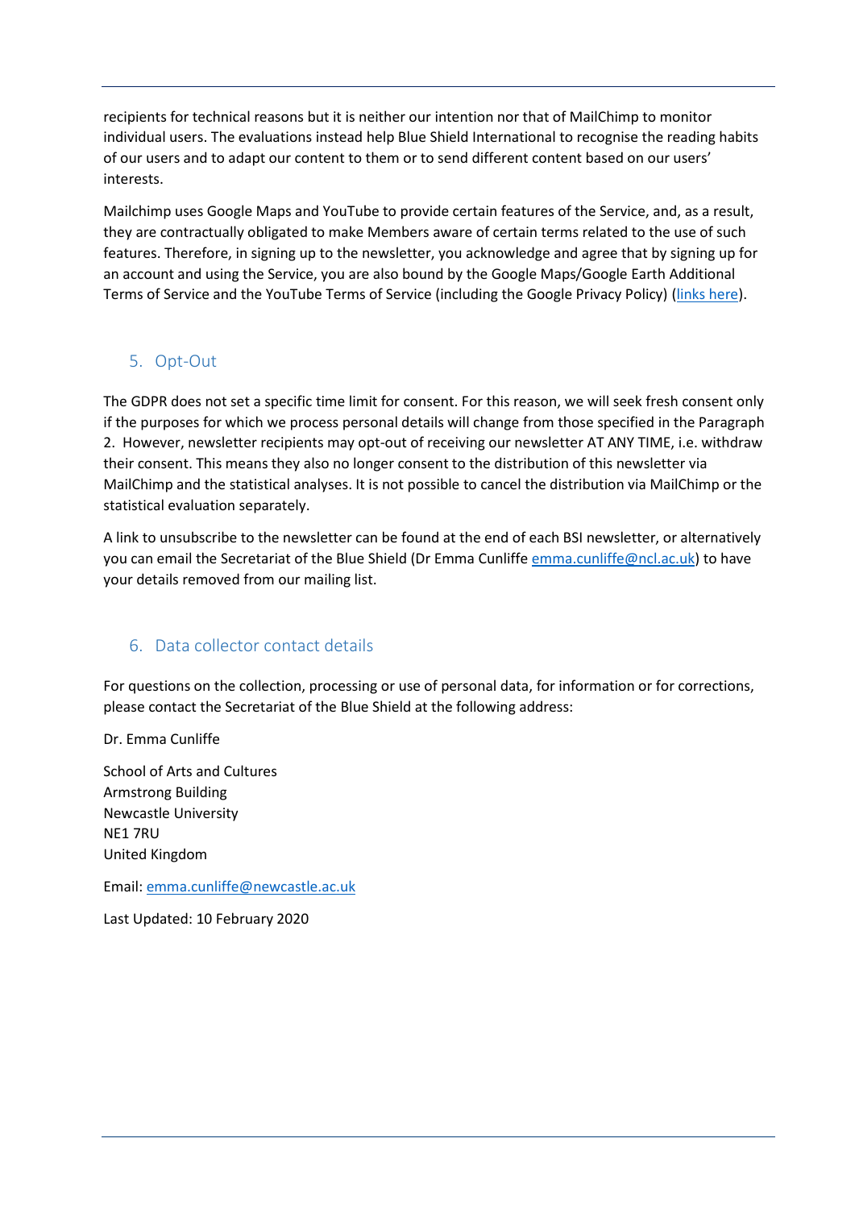recipients for technical reasons but it is neither our intention nor that of MailChimp to monitor individual users. The evaluations instead help Blue Shield International to recognise the reading habits of our users and to adapt our content to them or to send different content based on our users' interests.

Mailchimp uses Google Maps and YouTube to provide certain features of the Service, and, as a result, they are contractually obligated to make Members aware of certain terms related to the use of such features. Therefore, in signing up to the newsletter, you acknowledge and agree that by signing up for an account and using the Service, you are also bound by the Google Maps/Google Earth Additional Terms of Service and the YouTube Terms of Service (including the Google Privacy Policy) (links here).

## 5. Opt-Out

The GDPR does not set a specific time limit for consent. For this reason, we will seek fresh consent only if the purposes for which we process personal details will change from those specified in the Paragraph 2. However, newsletter recipients may opt-out of receiving our newsletter AT ANY TIME, i.e. withdraw their consent. This means they also no longer consent to the distribution of this newsletter via MailChimp and the statistical analyses. It is not possible to cancel the distribution via MailChimp or the statistical evaluation separately.

A link to unsubscribe to the newsletter can be found at the end of each BSI newsletter, or alternatively you can email the Secretariat of the Blue Shield (Dr Emma Cunliffe emma.cunliffe@ncl.ac.uk) to have your details removed from our mailing list.

## 6. Data collector contact details

For questions on the collection, processing or use of personal data, for information or for corrections, please contact the Secretariat of the Blue Shield at the following address:

Dr. Emma Cunliffe

School of Arts and Cultures
Armstrong Building
Newcastle University
NE1 7RU
United Kingdom

Email: emma.cunliffe@newcastle.ac.uk

Last Updated: 10 February 2020